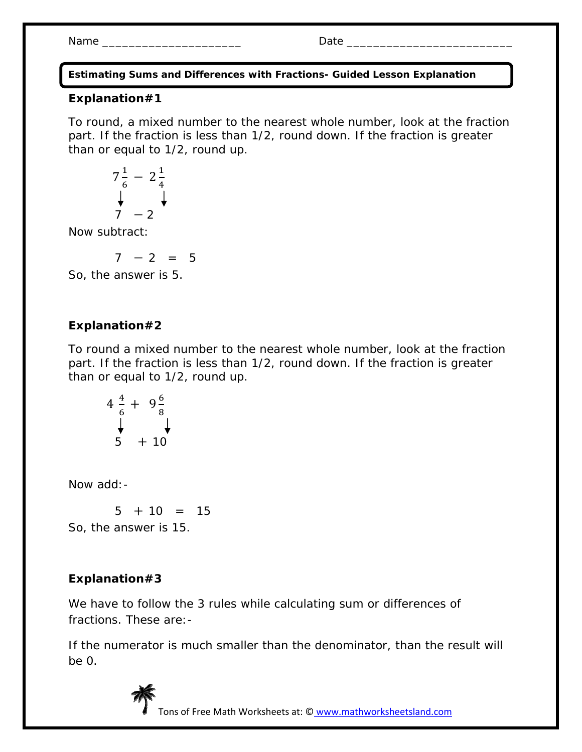Name _____________________ Date _________________________

**Estimating Sums and Differences with Fractions- Guided Lesson Explanation**

**Explanation#1**

To round, a mixed number to the nearest whole number, look at the fraction part. If the fraction is less than 1/2, round down. If the fraction is greater than or equal to 1/2, round up.

$$7\frac{1}{6} - 2\frac{1}{4}$$

$$\downarrow \quad \downarrow$$

$$7 - 2$$

Now subtract:

$$7 - 2 = 5$$

So, the answer is 5.

**Explanation#2**

To round a mixed number to the nearest whole number, look at the fraction part. If the fraction is less than 1/2, round down. If the fraction is greater than or equal to 1/2, round up.

$$4\frac{4}{6} + 9\frac{6}{8}$$

$$\downarrow \quad \downarrow$$

$$5 + 10$$

Now add:-

$$5 + 10 = 15$$

So, the answer is 15.

**Explanation#3**

We have to follow the 3 rules while calculating sum or differences of fractions. These are:-

If the numerator is much smaller than the denominator, than the result will be 0.

Tons of Free Math Worksheets at: © www.mathworksheetsland.com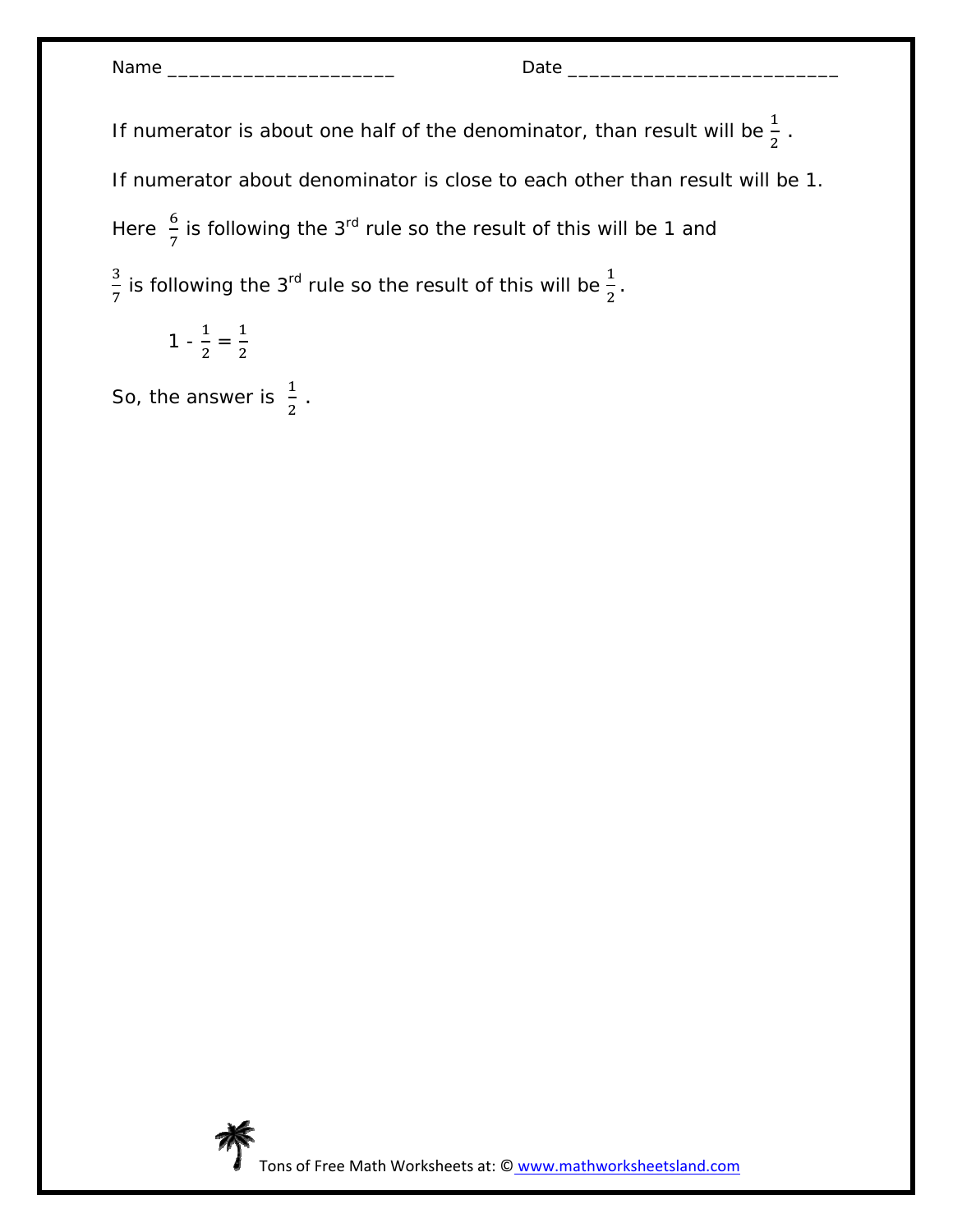Name ____________________ Date ________________________

If numerator is about one half of the denominator, than result will be $\frac{1}{2}$ .

If numerator about denominator is close to each other than result will be 1.

Here $\frac{6}{7}$ is following the 3rd rule so the result of this will be 1 and

$\frac{3}{7}$ is following the 3rd rule so the result of this will be $\frac{1}{2}$.

$$1 - \frac{1}{2} = \frac{1}{2}$$

So, the answer is $\frac{1}{2}$ .

Tons of Free Math Worksheets at: © www.mathworksheetsland.com